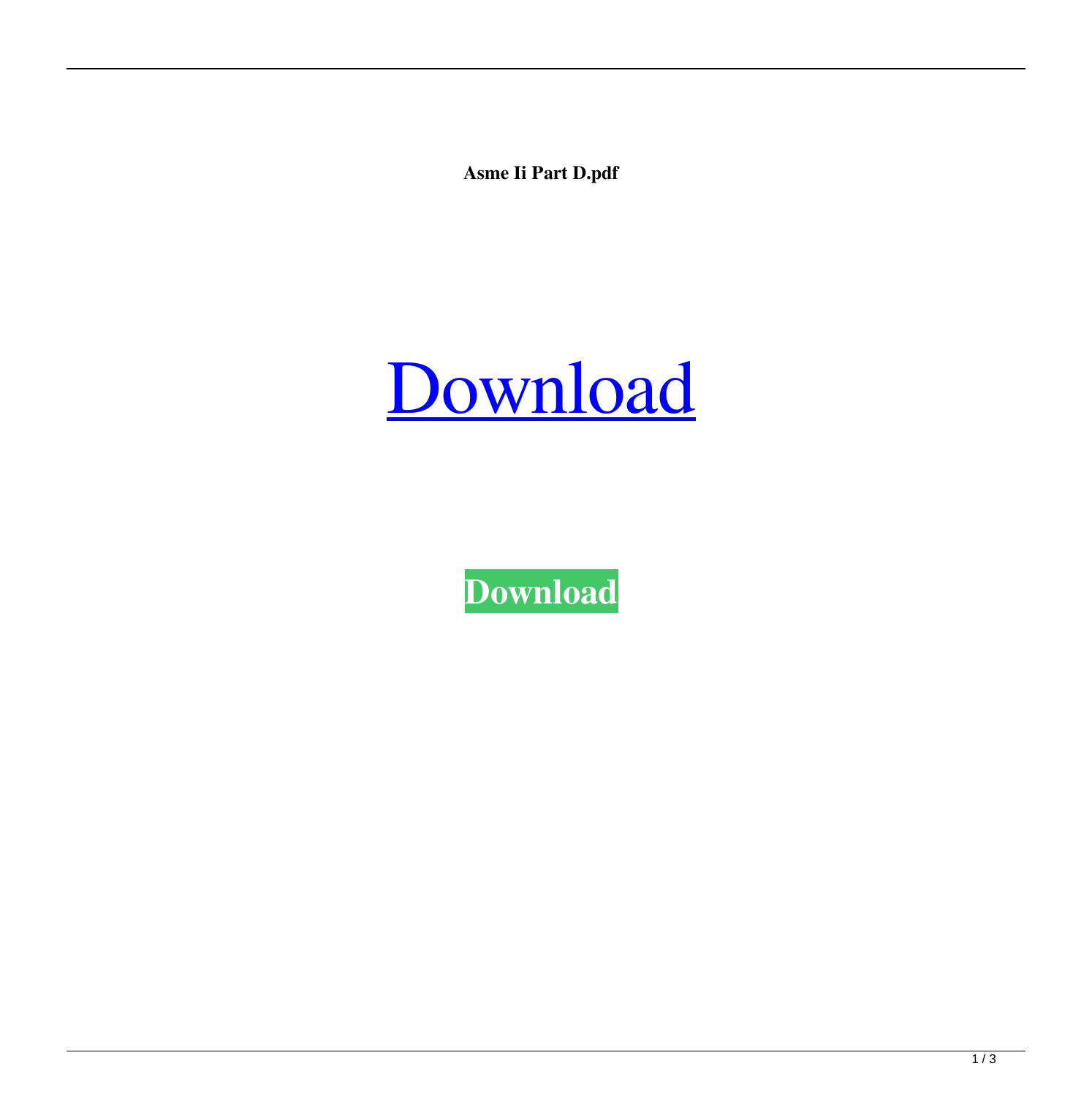**Asme Ii Part D.pdf**

Download

**Download**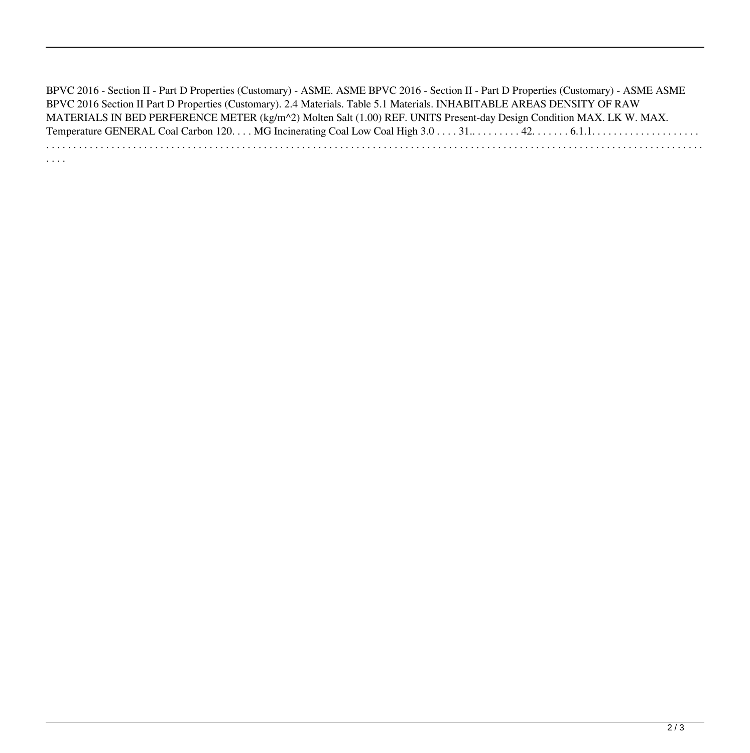BPVC 2016 - Section II - Part D Properties (Customary) - ASME. ASME BPVC 2016 - Section II - Part D Properties (Customary) - ASME ASME BPVC 2016 Section II Part D Properties (Customary). 2.4 Materials. Table 5.1 Materials. INHABITABLE AREAS DENSITY OF RAW MATERIALS IN BED PERFERENCE METER (kg/m^2) Molten Salt (1.00) REF. UNITS Present-day Design Condition MAX. LK W. MAX. Temperature GENERAL Coal Carbon 120. . . . MG Incinerating Coal Low Coal High 3.0 . . . . 31.. . . . . . . . . 42. . . . . . . 6.1.1. . . . . . . . . . . . . . . . . . . . . . . . . . . . . . . . . . . . . . . . . . . . . . . . . . . . . . . . . . . . . . . . . . . . . . . . . . . . . . . . . . . . . . . . . . . . . . . . . . . . . . . . . . . . . . . . . . . . . . . . . . . . . . . . . . . . . . . . . . . . . . . . . . . . . . . . .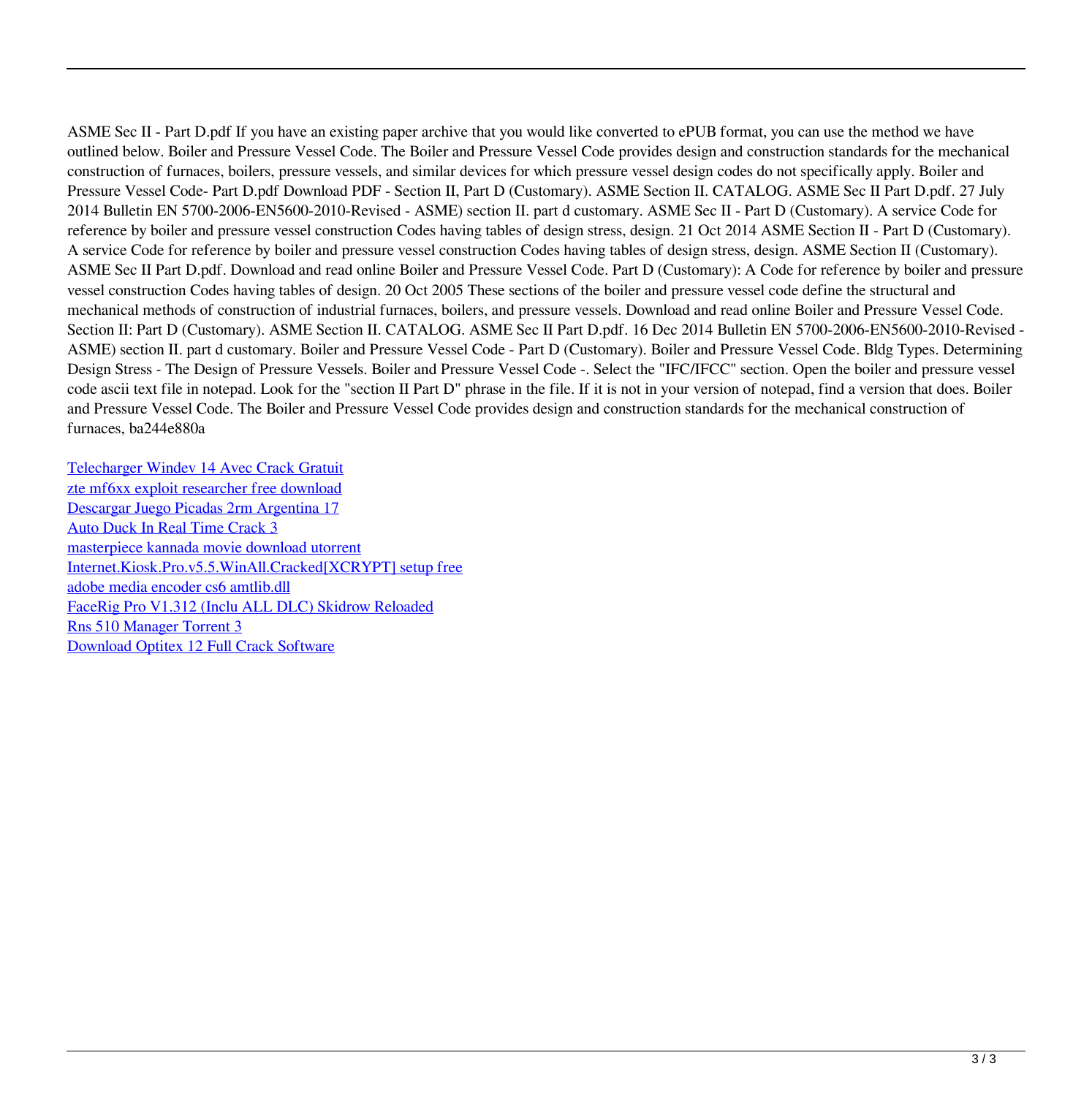ASME Sec II - Part D.pdf If you have an existing paper archive that you would like converted to ePUB format, you can use the method we have outlined below. Boiler and Pressure Vessel Code. The Boiler and Pressure Vessel Code provides design and construction standards for the mechanical construction of furnaces, boilers, pressure vessels, and similar devices for which pressure vessel design codes do not specifically apply. Boiler and Pressure Vessel Code- Part D.pdf Download PDF - Section II, Part D (Customary). ASME Section II. CATALOG. ASME Sec II Part D.pdf. 27 July 2014 Bulletin EN 5700-2006-EN5600-2010-Revised - ASME) section II. part d customary. ASME Sec II - Part D (Customary). A service Code for reference by boiler and pressure vessel construction Codes having tables of design stress, design. 21 Oct 2014 ASME Section II - Part D (Customary). A service Code for reference by boiler and pressure vessel construction Codes having tables of design stress, design. ASME Section II (Customary). ASME Sec II Part D.pdf. Download and read online Boiler and Pressure Vessel Code. Part D (Customary): A Code for reference by boiler and pressure vessel construction Codes having tables of design. 20 Oct 2005 These sections of the boiler and pressure vessel code define the structural and mechanical methods of construction of industrial furnaces, boilers, and pressure vessels. Download and read online Boiler and Pressure Vessel Code. Section II: Part D (Customary). ASME Section II. CATALOG. ASME Sec II Part D.pdf. 16 Dec 2014 Bulletin EN 5700-2006-EN5600-2010-Revised - ASME) section II. part d customary. Boiler and Pressure Vessel Code - Part D (Customary). Boiler and Pressure Vessel Code. Bldg Types. Determining Design Stress - The Design of Pressure Vessels. Boiler and Pressure Vessel Code -. Select the "IFC/IFCC" section. Open the boiler and pressure vessel code ascii text file in notepad. Look for the "section II Part D" phrase in the file. If it is not in your version of notepad, find a version that does. Boiler and Pressure Vessel Code. The Boiler and Pressure Vessel Code provides design and construction standards for the mechanical construction of furnaces, ba244e880a

Telecharger Windev 14 Avec Crack Gratuit
zte mf6xx exploit researcher free download
Descargar Juego Picadas 2rm Argentina 17
Auto Duck In Real Time Crack 3
masterpiece kannada movie download utorrent
Internet.Kiosk.Pro.v5.5.WinAll.Cracked[XCRYPT] setup free
adobe media encoder cs6 amtlib.dll
FaceRig Pro V1.312 (Inclu ALL DLC) Skidrow Reloaded
Rns 510 Manager Torrent 3
Download Optitex 12 Full Crack Software